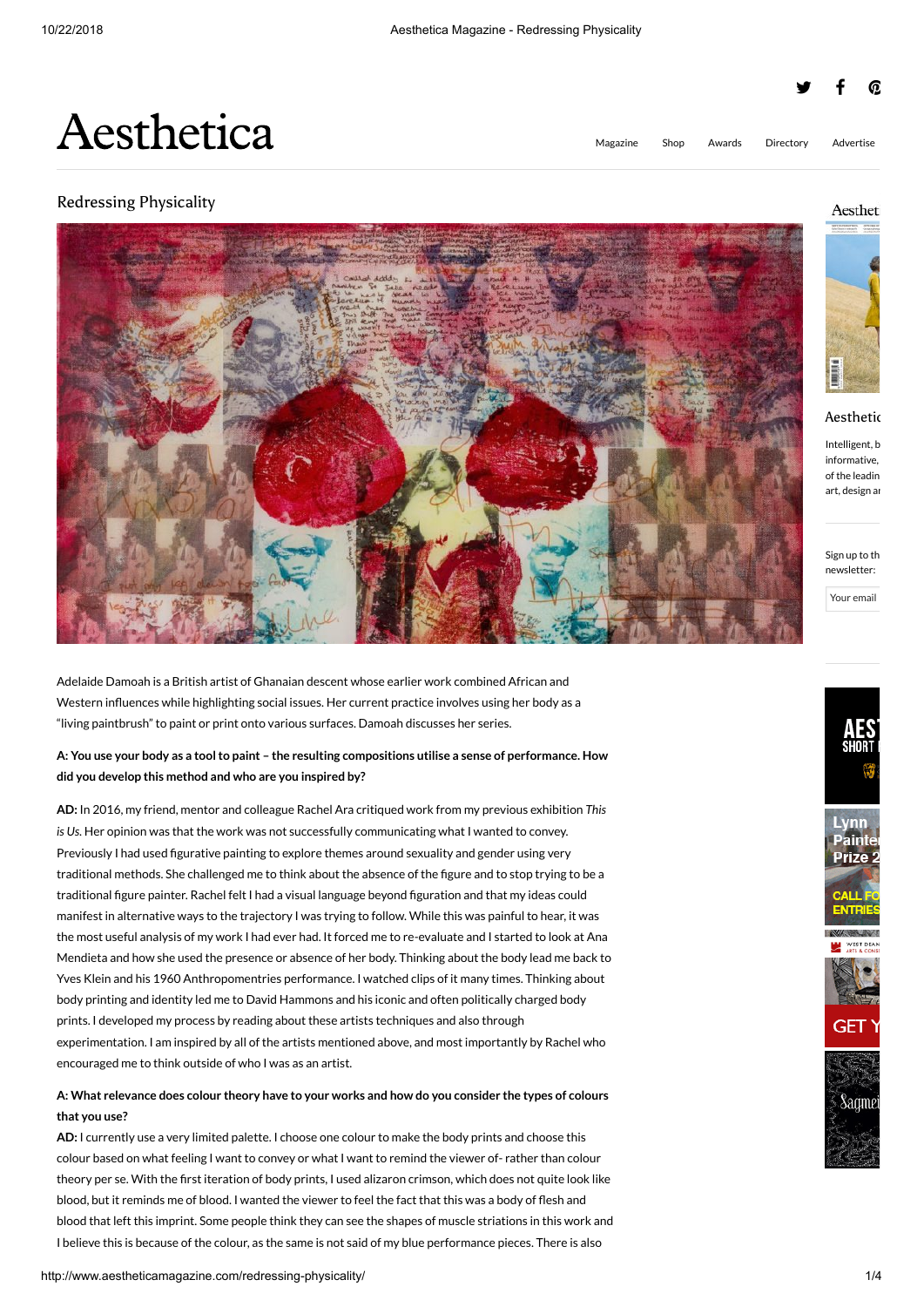# Redressing Physicality

Adelaide Damoah is a British artist of Ghanaian descent whose earlier work combined African and Western influences while highlighting social issues. Her current practice involves using her body as a "living paintbrush" to paint or print onto various surfaces. Damoah discusses her series.

**A: You use your body as a tool to paint – the resulting compositions utilise a sense of performance. How did you develop this method and who are you inspired by?**

**AD:** In 2016, my friend, mentor and colleague Rachel Ara critiqued work from my previous exhibition *This is Us*. Her opinion was that the work was not successfully communicating what I wanted to convey. Previously I had used figurative painting to explore themes around sexuality and gender using very traditional methods. She challenged me to think about the absence of the figure and to stop trying to be a traditional figure painter. Rachel felt I had a visual language beyond figuration and that my ideas could manifest in alternative ways to the trajectory I was trying to follow. While this was painful to hear, it was the most useful analysis of my work I had ever had. It forced me to re-evaluate and I started to look at Ana Mendieta and how she used the presence or absence of her body. Thinking about the body lead me back to Yves Klein and his 1960 Anthropomentries performance. I watched clips of it many times. Thinking about body printing and identity led me to David Hammons and his iconic and often politically charged body prints. I developed my process by reading about these artists techniques and also through experimentation. I am inspired by all of the artists mentioned above, and most importantly by Rachel who encouraged me to think outside of who I was as an artist.

**A: What relevance does colour theory have to your works and how do you consider the types of colours that you use?**

**AD:** I currently use a very limited palette. I choose one colour to make the body prints and choose this colour based on what feeling I want to convey or what I want to remind the viewer of- rather than colour theory per se. With the first iteration of body prints, I used alizaron crimson, which does not quite look like blood, but it reminds me of blood. I wanted the viewer to feel the fact that this was a body of flesh and blood that left this imprint. Some people think they can see the shapes of muscle striations in this work and I believe this is because of the colour, as the same is not said of my blue performance pieces. There is also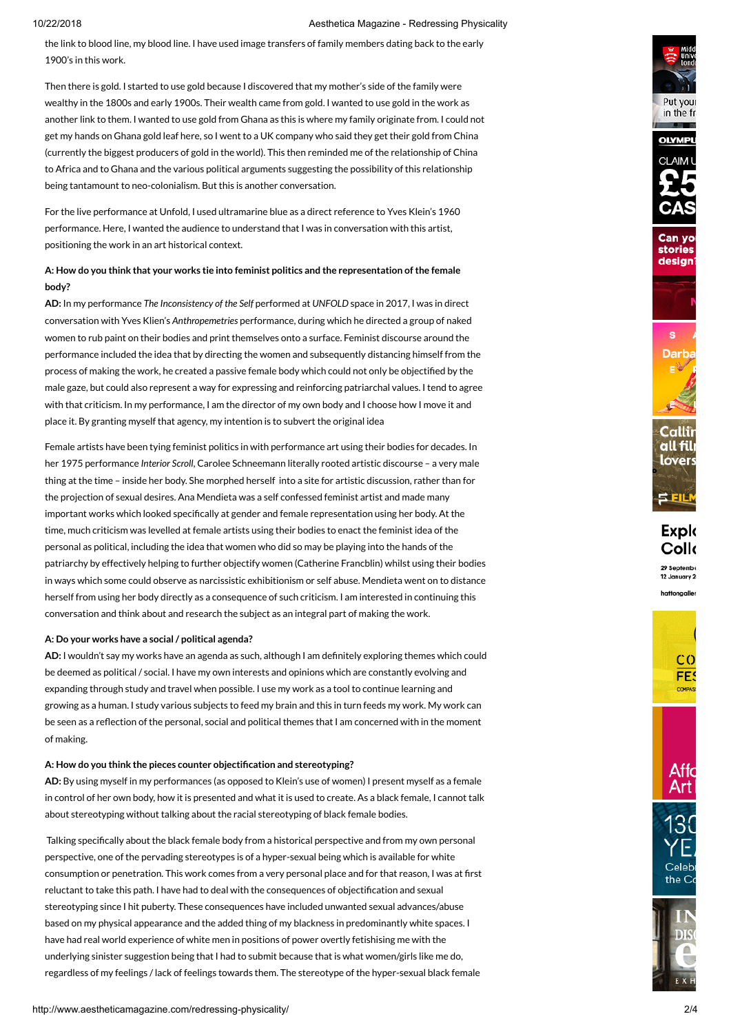the link to blood line, my blood line. I have used image transfers of family members dating back to the early 1900's in this work.

Then there is gold. I started to use gold because I discovered that my mother's side of the family were wealthy in the 1800s and early 1900s. Their wealth came from gold. I wanted to use gold in the work as another link to them. I wanted to use gold from Ghana as this is where my family originate from. I could not get my hands on Ghana gold leaf here, so I went to a UK company who said they get their gold from China (currently the biggest producers of gold in the world). This then reminded me of the relationship of China to Africa and to Ghana and the various political arguments suggesting the possibility of this relationship being tantamount to neo-colonialism. But this is another conversation.

For the live performance at Unfold, I used ultramarine blue as a direct reference to Yves Klein's 1960 performance. Here, I wanted the audience to understand that I was in conversation with this artist, positioning the work in an art historical context.

**A: How do you think that your works tie into feminist politics and the representation of the female body?**

**AD:** In my performance *The Inconsistency of the Self* performed at *UNFOLD* space in 2017, I was in direct conversation with Yves Klien's *Anthropemetries* performance, during which he directed a group of naked women to rub paint on their bodies and print themselves onto a surface. Feminist discourse around the performance included the idea that by directing the women and subsequently distancing himself from the process of making the work, he created a passive female body which could not only be objectified by the male gaze, but could also represent a way for expressing and reinforcing patriarchal values. I tend to agree with that criticism. In my performance, I am the director of my own body and I choose how I move it and place it. By granting myself that agency, my intention is to subvert the original idea

Female artists have been tying feminist politics in with performance art using their bodies for decades. In her 1975 performance *Interior Scroll*, Carolee Schneemann literally rooted artistic discourse – a very male thing at the time – inside her body. She morphed herself into a site for artistic discussion, rather than for the projection of sexual desires. Ana Mendieta was a self confessed feminist artist and made many important works which looked specifically at gender and female representation using her body. At the time, much criticism was levelled at female artists using their bodies to enact the feminist idea of the personal as political, including the idea that women who did so may be playing into the hands of the patriarchy by effectively helping to further objectify women (Catherine Francblin) whilst using their bodies in ways which some could observe as narcissistic exhibitionism or self abuse. Mendieta went on to distance herself from using her body directly as a consequence of such criticism. I am interested in continuing this conversation and think about and research the subject as an integral part of making the work.

**A: Do your works have a social / political agenda?**

**AD:** I wouldn't say my works have an agenda as such, although I am definitely exploring themes which could be deemed as political / social. I have my own interests and opinions which are constantly evolving and expanding through study and travel when possible. I use my work as a tool to continue learning and growing as a human. I study various subjects to feed my brain and this in turn feeds my work. My work can be seen as a reflection of the personal, social and political themes that I am concerned with in the moment of making.

**A: How do you think the pieces counter objectification and stereotyping?**

**AD:** By using myself in my performances (as opposed to Klein's use of women) I present myself as a female in control of her own body, how it is presented and what it is used to create. As a black female, I cannot talk about stereotyping without talking about the racial stereotyping of black female bodies.

Talking specifically about the black female body from a historical perspective and from my own personal perspective, one of the pervading stereotypes is of a hyper-sexual being which is available for white consumption or penetration. This work comes from a very personal place and for that reason, I was at first reluctant to take this path. I have had to deal with the consequences of objectification and sexual stereotyping since I hit puberty. These consequences have included unwanted sexual advances/abuse based on my physical appearance and the added thing of my blackness in predominantly white spaces. I have had real world experience of white men in positions of power overtly fetishising me with the underlying sinister suggestion being that I had to submit because that is what women/girls like me do, regardless of my feelings / lack of feelings towards them. The stereotype of the hyper-sexual black female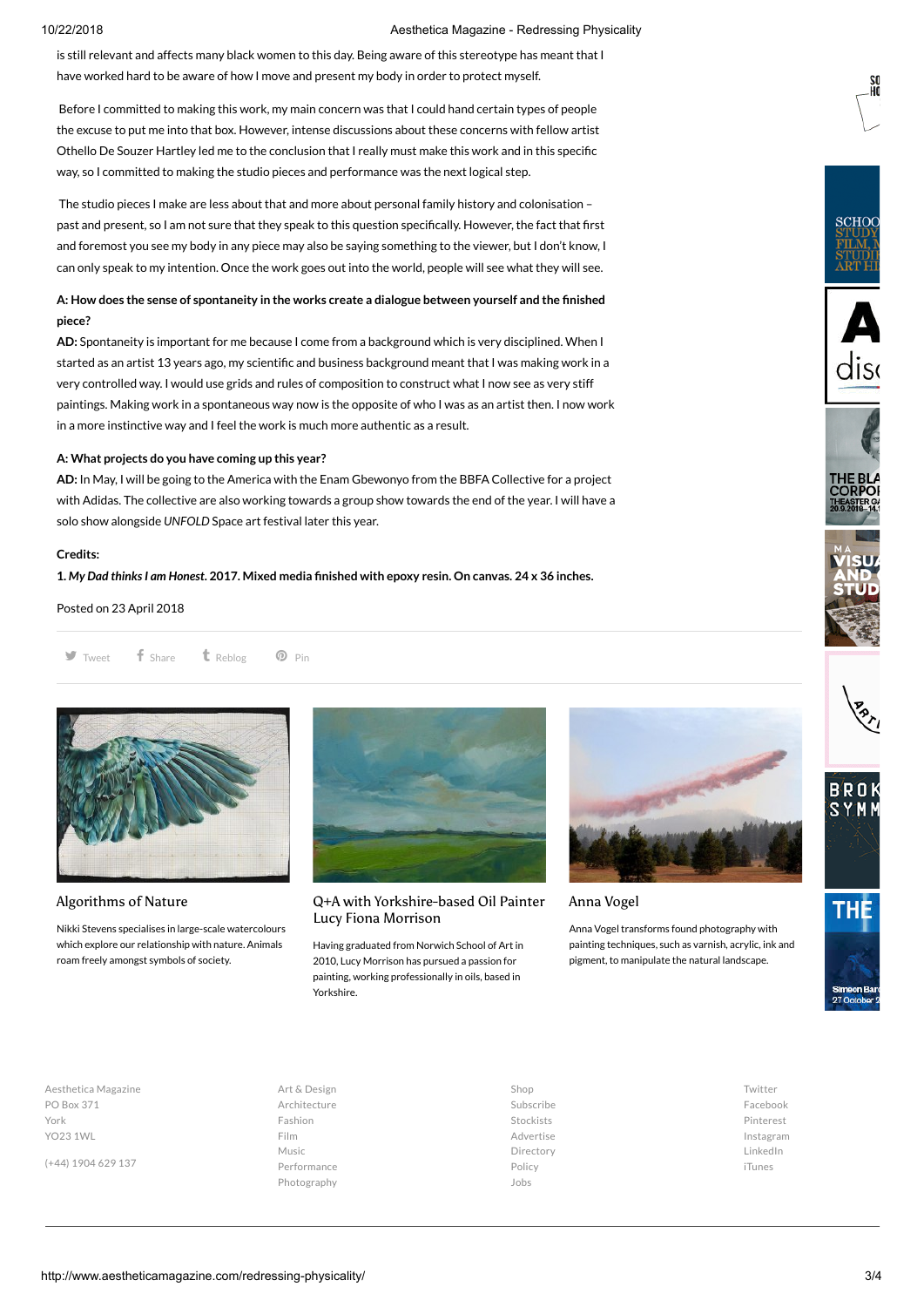is still relevant and affects many black women to this day. Being aware of this stereotype has meant that I have worked hard to be aware of how I move and present my body in order to protect myself.

Before I committed to making this work, my main concern was that I could hand certain types of people the excuse to put me into that box. However, intense discussions about these concerns with fellow artist Othello De Souzer Hartley led me to the conclusion that I really must make this work and in this specific way, so I committed to making the studio pieces and performance was the next logical step.

The studio pieces I make are less about that and more about personal family history and colonisation – past and present, so I am not sure that they speak to this question specifically. However, the fact that first and foremost you see my body in any piece may also be saying something to the viewer, but I don't know, I can only speak to my intention. Once the work goes out into the world, people will see what they will see.

**A: How does the sense of spontaneity in the works create a dialogue between yourself and the finished piece?**

**AD:** Spontaneity is important for me because I come from a background which is very disciplined. When I started as an artist 13 years ago, my scientific and business background meant that I was making work in a very controlled way. I would use grids and rules of composition to construct what I now see as very stiff paintings. Making work in a spontaneous way now is the opposite of who I was as an artist then. I now work in a more instinctive way and I feel the work is much more authentic as a result.

**A: What projects do you have coming up this year?**

**AD:** In May, I will be going to the America with the Enam Gbewonyo from the BBFA Collective for a project with Adidas. The collective are also working towards a group show towards the end of the year. I will have a solo show alongside *UNFOLD* Space art festival later this year.

**Credits:**

**1. *My Dad thinks I am Honest*. 2017. Mixed media finished with epoxy resin. On canvas. 24 x 36 inches.**

Posted on 23 April 2018

Tweet Share Reblog Pin

### Algorithms of Nature

Nikki Stevens specialises in large-scale watercolours which explore our relationship with nature. Animals roam freely amongst symbols of society.

### Q+A with Yorkshire-based Oil Painter Lucy Fiona Morrison

Having graduated from Norwich School of Art in 2010, Lucy Morrison has pursued a passion for painting, working professionally in oils, based in Yorkshire.

### Anna Vogel

Anna Vogel transforms found photography with painting techniques, such as varnish, acrylic, ink and pigment, to manipulate the natural landscape.

Aesthetica Magazine
PO Box 371
York
YO23 1WL

(+44) 1904 629 137

Art & Design
Architecture
Fashion
Film
Music
Performance
Photography

Shop
Subscribe
Stockists
Advertise
Directory
Policy
Jobs

Twitter
Facebook
Pinterest
Instagram
LinkedIn
iTunes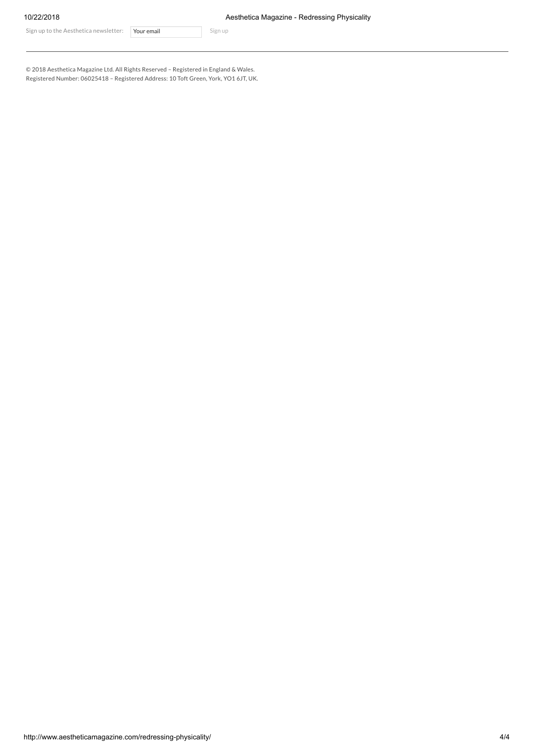Sign up to the Aesthetica newsletter: Your email Sign up

---

© 2018 Aesthetica Magazine Ltd. All Rights Reserved – Registered in England & Wales.
Registered Number: 06025418 – Registered Address: 10 Toft Green, York, YO1 6JT, UK.